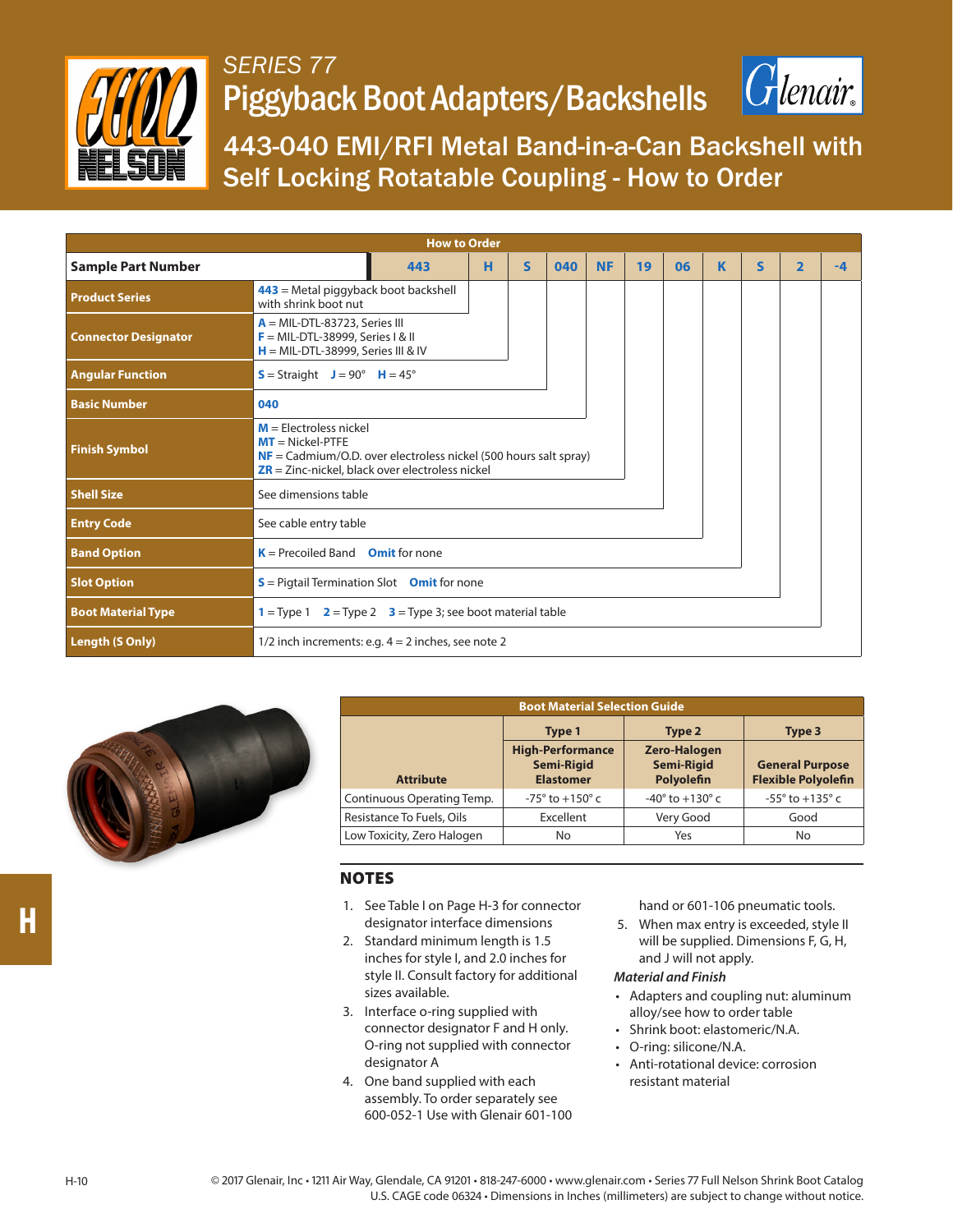# SERIES 77
# Piggyback Boot Adapters/Backshells

## 443-040 EMI/RFI Metal Band-in-a-Can Backshell with Self Locking Rotatable Coupling - How to Order

| How to Order | | | | | | | | | | | |
|---|---|---|---|---|---|---|---|---|---|---|---|
| **Sample Part Number** | 443 | H | S | 040 | NF | 19 | 06 | K | S | 2 | -4 |
| **Product Series** | **443** = Metal piggyback boot backshell with shrink boot nut | | | | | | | | | | |
| **Connector Designator** | **A** = MIL-DTL-83723, Series III<br>**F** = MIL-DTL-38999, Series I & II<br>**H** = MIL-DTL-38999, Series III & IV | | | | | | | | | | |
| **Angular Function** | **S** = Straight **J** = 90° **H** = 45° | | | | | | | | | | |
| **Basic Number** | **040** | | | | | | | | | | |
| **Finish Symbol** | **M** = Electroless nickel<br>**MT** = Nickel-PTFE<br>**NF** = Cadmium/O.D. over electroless nickel (500 hours salt spray)<br>**ZR** = Zinc-nickel, black over electroless nickel | | | | | | | | | | |
| **Shell Size** | See dimensions table | | | | | | | | | | |
| **Entry Code** | See cable entry table | | | | | | | | | | |
| **Band Option** | **K** = Precoiled Band **Omit** for none | | | | | | | | | | |
| **Slot Option** | **S** = Pigtail Termination Slot **Omit** for none | | | | | | | | | | |
| **Boot Material Type** | **1** = Type 1 **2** = Type 2 **3** = Type 3; see boot material table | | | | | | | | | | |
| **Length (S Only)** | 1/2 inch increments: e.g. 4 = 2 inches, see note 2 | | | | | | | | | | |

| Boot Material Selection Guide | | | |
|---|---|---|---|
| | **Type 1** | **Type 2** | **Type 3** |
| **Attribute** | **High-Performance Semi-Rigid Elastomer** | **Zero-Halogen Semi-Rigid Polyolefin** | **General Purpose Flexible Polyolefin** |
| Continuous Operating Temp. | -75° to +150° c | -40° to +130° c | -55° to +135° c |
| Resistance To Fuels, Oils | Excellent | Very Good | Good |
| Low Toxicity, Zero Halogen | No | Yes | No |

## NOTES

1. See Table I on Page H-3 for connector designator interface dimensions
2. Standard minimum length is 1.5 inches for style I, and 2.0 inches for style II. Consult factory for additional sizes available.
3. Interface o-ring supplied with connector designator F and H only. O-ring not supplied with connector designator A
4. One band supplied with each assembly. To order separately see 600-052-1 Use with Glenair 601-100 hand or 601-106 pneumatic tools.
5. When max entry is exceeded, style II will be supplied. Dimensions F, G, H, and J will not apply.

***Material and Finish***

- Adapters and coupling nut: aluminum alloy/see how to order table
- Shrink boot: elastomeric/N.A.
- O-ring: silicone/N.A.
- Anti-rotational device: corrosion resistant material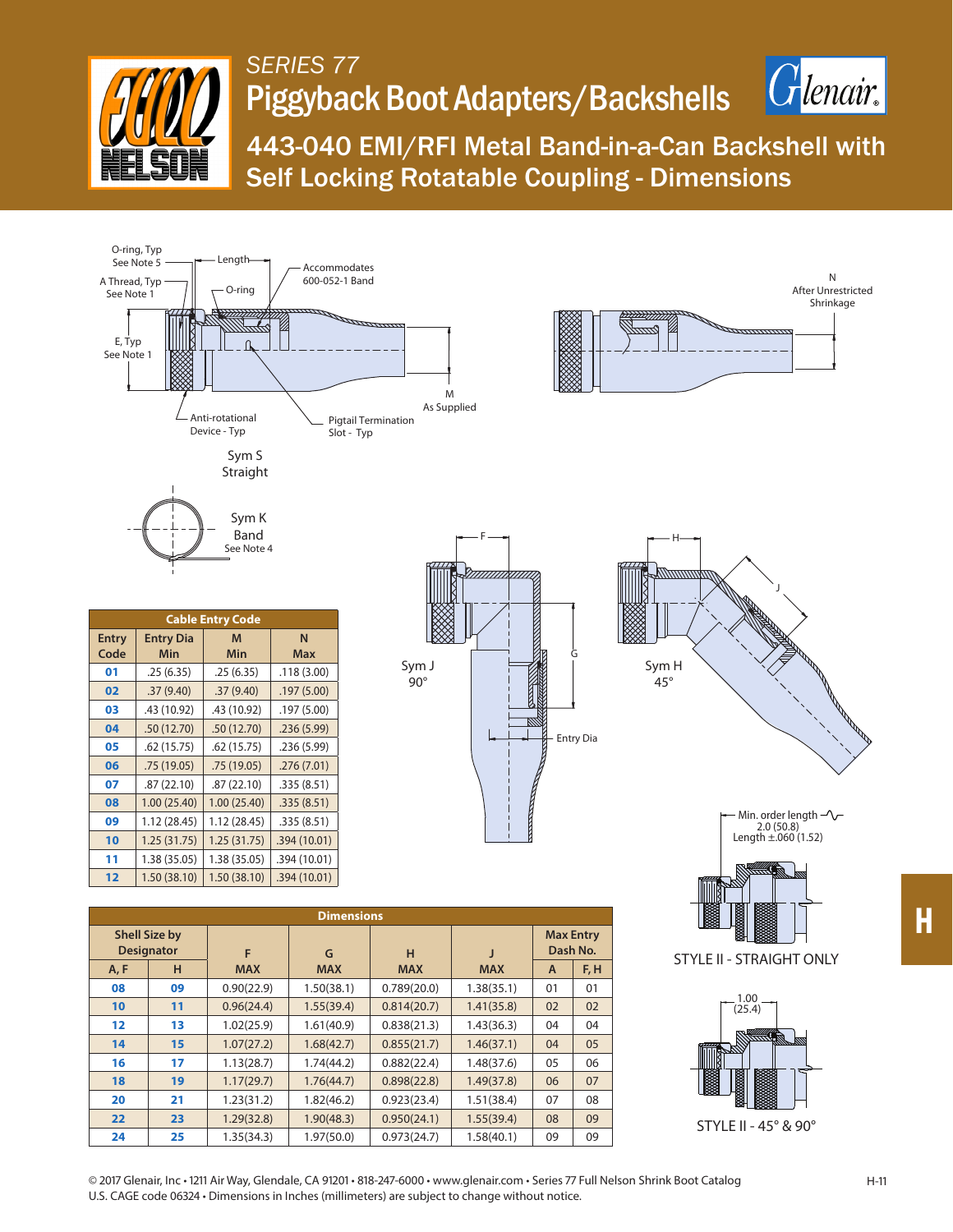# SERIES 77

# Piggyback Boot Adapters/Backshells

## 443-040 EMI/RFI Metal Band-in-a-Can Backshell with Self Locking Rotatable Coupling - Dimensions

O-ring, Typ
See Note 5

Length

Accommodates
600-052-1 Band

A Thread, Typ
See Note 1

O-ring

E, Typ
See Note 1

M
As Supplied

Anti-rotational
Device - Typ

Pigtail Termination
Slot - Typ

N
After Unrestricted
Shrinkage

Sym S
Straight

Sym K
Band
See Note 4

F

G

Entry Dia

Sym J
90°

H

J

Sym H
45°

Min. order length
2.0 (50.8)
Length ±.060 (1.52)

STYLE II - STRAIGHT ONLY

1.00
(25.4)

STYLE II - 45° & 90°

| Cable Entry Code | | | |
|---|---|---|---|
| Entry Code | Entry Dia Min | M Min | N Max |
| 01 | .25 (6.35) | .25 (6.35) | .118 (3.00) |
| 02 | .37 (9.40) | .37 (9.40) | .197 (5.00) |
| 03 | .43 (10.92) | .43 (10.92) | .197 (5.00) |
| 04 | .50 (12.70) | .50 (12.70) | .236 (5.99) |
| 05 | .62 (15.75) | .62 (15.75) | .236 (5.99) |
| 06 | .75 (19.05) | .75 (19.05) | .276 (7.01) |
| 07 | .87 (22.10) | .87 (22.10) | .335 (8.51) |
| 08 | 1.00 (25.40) | 1.00 (25.40) | .335 (8.51) |
| 09 | 1.12 (28.45) | 1.12 (28.45) | .335 (8.51) |
| 10 | 1.25 (31.75) | 1.25 (31.75) | .394 (10.01) |
| 11 | 1.38 (35.05) | 1.38 (35.05) | .394 (10.01) |
| 12 | 1.50 (38.10) | 1.50 (38.10) | .394 (10.01) |

| Dimensions | | | | | | | |
|---|---|---|---|---|---|---|---|
| Shell Size by Designator | | F | G | H | J | Max Entry Dash No. | |
| A, F | H | MAX | MAX | MAX | MAX | A | F, H |
| 08 | 09 | 0.90(22.9) | 1.50(38.1) | 0.789(20.0) | 1.38(35.1) | 01 | 01 |
| 10 | 11 | 0.96(24.4) | 1.55(39.4) | 0.814(20.7) | 1.41(35.8) | 02 | 02 |
| 12 | 13 | 1.02(25.9) | 1.61(40.9) | 0.838(21.3) | 1.43(36.3) | 04 | 04 |
| 14 | 15 | 1.07(27.2) | 1.68(42.7) | 0.855(21.7) | 1.46(37.1) | 04 | 05 |
| 16 | 17 | 1.13(28.7) | 1.74(44.2) | 0.882(22.4) | 1.48(37.6) | 05 | 06 |
| 18 | 19 | 1.17(29.7) | 1.76(44.7) | 0.898(22.8) | 1.49(37.8) | 06 | 07 |
| 20 | 21 | 1.23(31.2) | 1.82(46.2) | 0.923(23.4) | 1.51(38.4) | 07 | 08 |
| 22 | 23 | 1.29(32.8) | 1.90(48.3) | 0.950(24.1) | 1.55(39.4) | 08 | 09 |
| 24 | 25 | 1.35(34.3) | 1.97(50.0) | 0.973(24.7) | 1.58(40.1) | 09 | 09 |

© 2017 Glenair, Inc • 1211 Air Way, Glendale, CA 91201 • 818-247-6000 • www.glenair.com • Series 77 Full Nelson Shrink Boot Catalog
U.S. CAGE code 06324 • Dimensions in Inches (millimeters) are subject to change without notice.